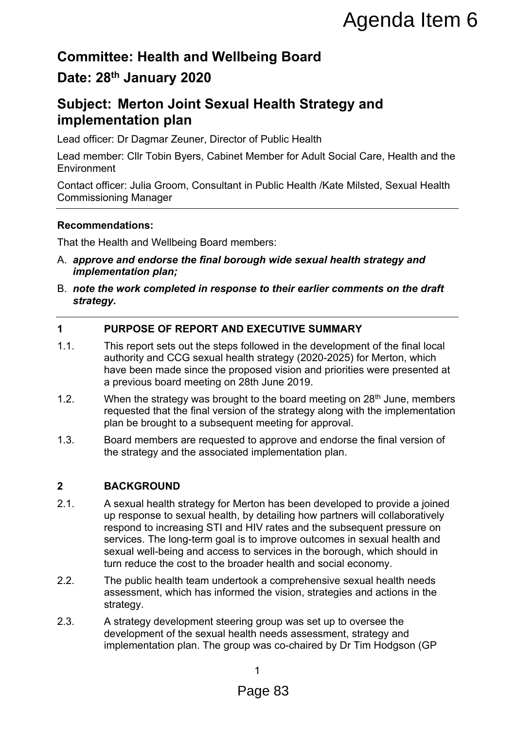Agenda Item 6

# Committee: Health and Wellbeing Board

# Date: 28th January 2020

# Subject: Merton Joint Sexual Health Strategy and implementation plan

Lead officer: Dr Dagmar Zeuner, Director of Public Health

Lead member: Cllr Tobin Byers, Cabinet Member for Adult Social Care, Health and the Environment

Contact officer: Julia Groom, Consultant in Public Health /Kate Milsted, Sexual Health Commissioning Manager

**Recommendations:**

That the Health and Wellbeing Board members:

A. ***approve and endorse the final borough wide sexual health strategy and implementation plan;***

B. ***note the work completed in response to their earlier comments on the draft strategy.***

## 1 PURPOSE OF REPORT AND EXECUTIVE SUMMARY

1.1. This report sets out the steps followed in the development of the final local authority and CCG sexual health strategy (2020-2025) for Merton, which have been made since the proposed vision and priorities were presented at a previous board meeting on 28th June 2019.

1.2. When the strategy was brought to the board meeting on 28th June, members requested that the final version of the strategy along with the implementation plan be brought to a subsequent meeting for approval.

1.3. Board members are requested to approve and endorse the final version of the strategy and the associated implementation plan.

## 2 BACKGROUND

2.1. A sexual health strategy for Merton has been developed to provide a joined up response to sexual health, by detailing how partners will collaboratively respond to increasing STI and HIV rates and the subsequent pressure on services. The long-term goal is to improve outcomes in sexual health and sexual well-being and access to services in the borough, which should in turn reduce the cost to the broader health and social economy.

2.2. The public health team undertook a comprehensive sexual health needs assessment, which has informed the vision, strategies and actions in the strategy.

2.3. A strategy development steering group was set up to oversee the development of the sexual health needs assessment, strategy and implementation plan. The group was co-chaired by Dr Tim Hodgson (GP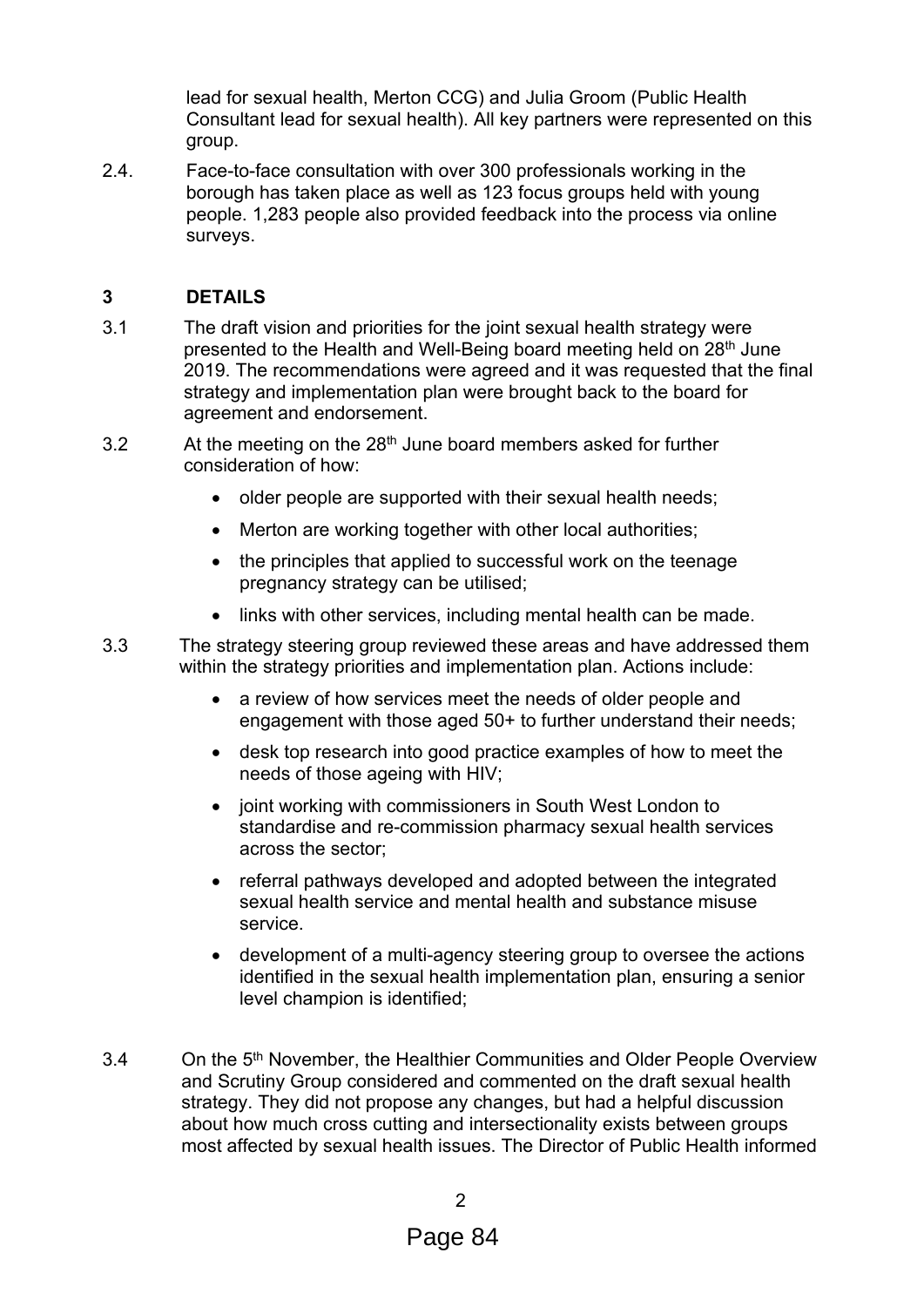lead for sexual health, Merton CCG) and Julia Groom (Public Health Consultant lead for sexual health). All key partners were represented on this group.

2.4. Face-to-face consultation with over 300 professionals working in the borough has taken place as well as 123 focus groups held with young people. 1,283 people also provided feedback into the process via online surveys.

## 3 DETAILS

3.1 The draft vision and priorities for the joint sexual health strategy were presented to the Health and Well-Being board meeting held on 28th June 2019. The recommendations were agreed and it was requested that the final strategy and implementation plan were brought back to the board for agreement and endorsement.

3.2 At the meeting on the 28th June board members asked for further consideration of how:

- older people are supported with their sexual health needs;
- Merton are working together with other local authorities;
- the principles that applied to successful work on the teenage pregnancy strategy can be utilised;
- links with other services, including mental health can be made.

3.3 The strategy steering group reviewed these areas and have addressed them within the strategy priorities and implementation plan. Actions include:

- a review of how services meet the needs of older people and engagement with those aged 50+ to further understand their needs;
- desk top research into good practice examples of how to meet the needs of those ageing with HIV;
- joint working with commissioners in South West London to standardise and re-commission pharmacy sexual health services across the sector;
- referral pathways developed and adopted between the integrated sexual health service and mental health and substance misuse service.
- development of a multi-agency steering group to oversee the actions identified in the sexual health implementation plan, ensuring a senior level champion is identified;

3.4 On the 5th November, the Healthier Communities and Older People Overview and Scrutiny Group considered and commented on the draft sexual health strategy. They did not propose any changes, but had a helpful discussion about how much cross cutting and intersectionality exists between groups most affected by sexual health issues. The Director of Public Health informed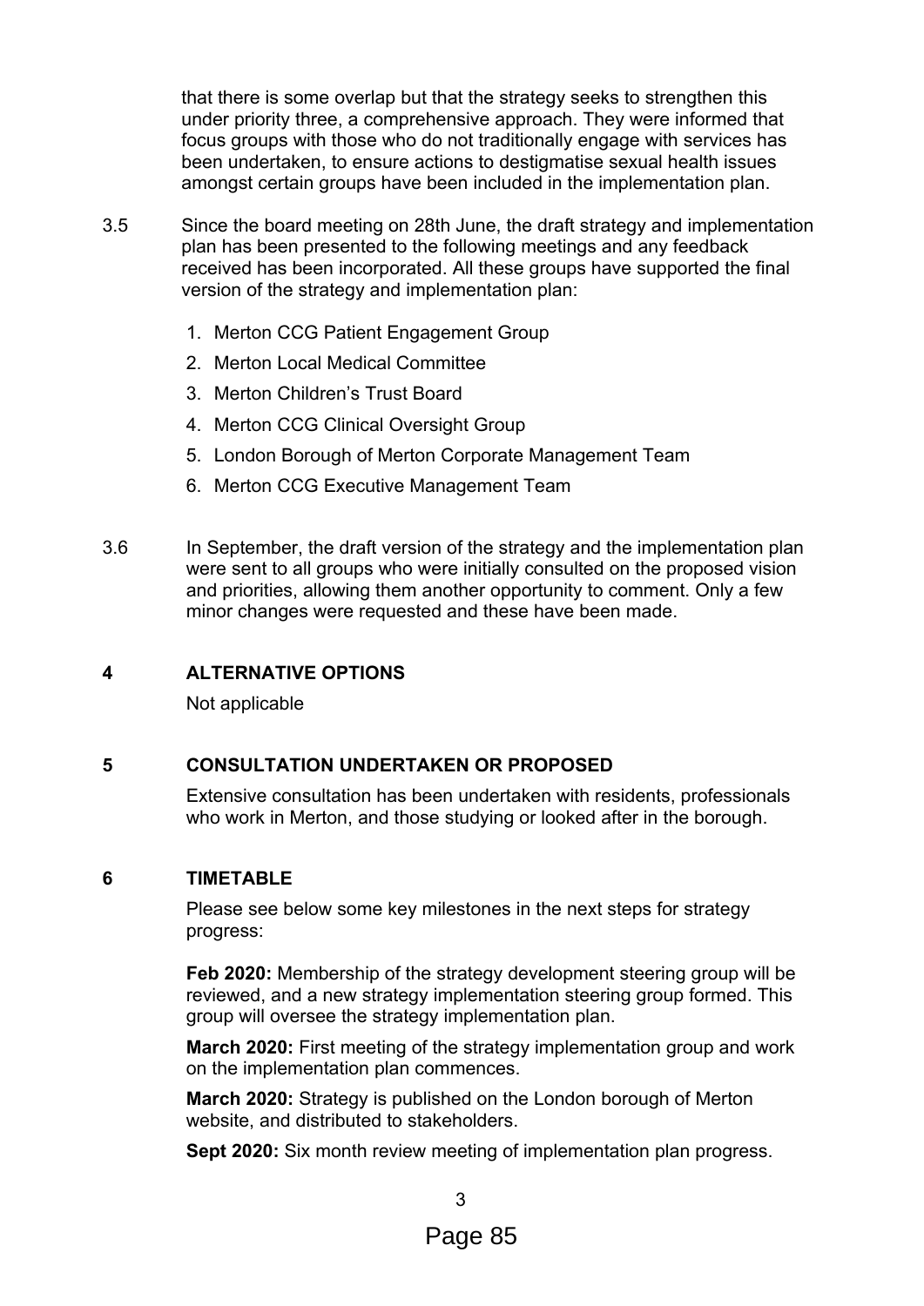that there is some overlap but that the strategy seeks to strengthen this under priority three, a comprehensive approach. They were informed that focus groups with those who do not traditionally engage with services has been undertaken, to ensure actions to destigmatise sexual health issues amongst certain groups have been included in the implementation plan.

3.5 Since the board meeting on 28th June, the draft strategy and implementation plan has been presented to the following meetings and any feedback received has been incorporated. All these groups have supported the final version of the strategy and implementation plan:

1. Merton CCG Patient Engagement Group
2. Merton Local Medical Committee
3. Merton Children's Trust Board
4. Merton CCG Clinical Oversight Group
5. London Borough of Merton Corporate Management Team
6. Merton CCG Executive Management Team

3.6 In September, the draft version of the strategy and the implementation plan were sent to all groups who were initially consulted on the proposed vision and priorities, allowing them another opportunity to comment. Only a few minor changes were requested and these have been made.

## 4 ALTERNATIVE OPTIONS

Not applicable

## 5 CONSULTATION UNDERTAKEN OR PROPOSED

Extensive consultation has been undertaken with residents, professionals who work in Merton, and those studying or looked after in the borough.

## 6 TIMETABLE

Please see below some key milestones in the next steps for strategy progress:

**Feb 2020:** Membership of the strategy development steering group will be reviewed, and a new strategy implementation steering group formed. This group will oversee the strategy implementation plan.

**March 2020:** First meeting of the strategy implementation group and work on the implementation plan commences.

**March 2020:** Strategy is published on the London borough of Merton website, and distributed to stakeholders.

**Sept 2020:** Six month review meeting of implementation plan progress.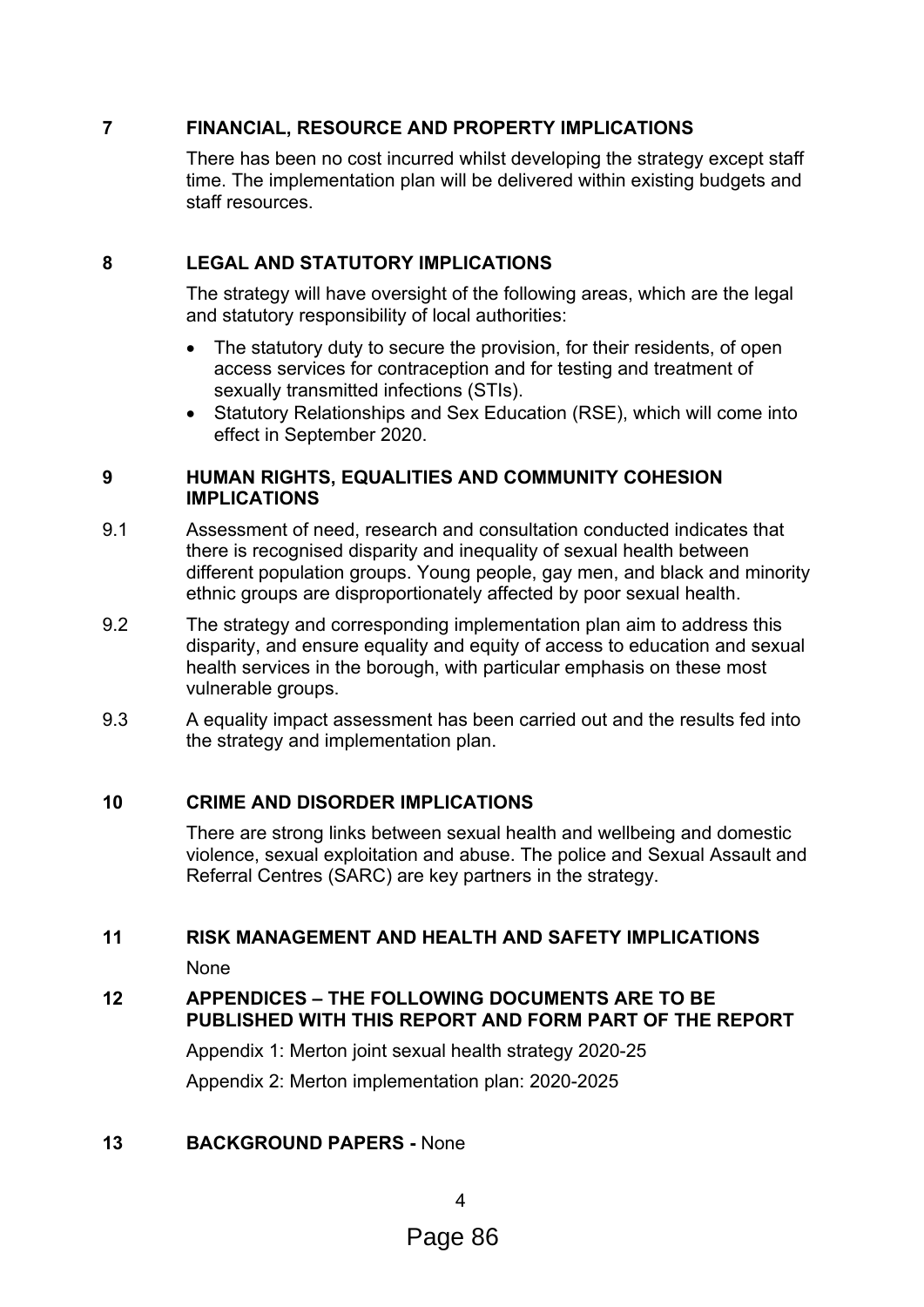## 7 FINANCIAL, RESOURCE AND PROPERTY IMPLICATIONS

There has been no cost incurred whilst developing the strategy except staff time. The implementation plan will be delivered within existing budgets and staff resources.

## 8 LEGAL AND STATUTORY IMPLICATIONS

The strategy will have oversight of the following areas, which are the legal and statutory responsibility of local authorities:

- The statutory duty to secure the provision, for their residents, of open access services for contraception and for testing and treatment of sexually transmitted infections (STIs).
- Statutory Relationships and Sex Education (RSE), which will come into effect in September 2020.

## 9 HUMAN RIGHTS, EQUALITIES AND COMMUNITY COHESION IMPLICATIONS

9.1 Assessment of need, research and consultation conducted indicates that there is recognised disparity and inequality of sexual health between different population groups. Young people, gay men, and black and minority ethnic groups are disproportionately affected by poor sexual health.

9.2 The strategy and corresponding implementation plan aim to address this disparity, and ensure equality and equity of access to education and sexual health services in the borough, with particular emphasis on these most vulnerable groups.

9.3 A equality impact assessment has been carried out and the results fed into the strategy and implementation plan.

## 10 CRIME AND DISORDER IMPLICATIONS

There are strong links between sexual health and wellbeing and domestic violence, sexual exploitation and abuse. The police and Sexual Assault and Referral Centres (SARC) are key partners in the strategy.

## 11 RISK MANAGEMENT AND HEALTH AND SAFETY IMPLICATIONS

None

## 12 APPENDICES – THE FOLLOWING DOCUMENTS ARE TO BE PUBLISHED WITH THIS REPORT AND FORM PART OF THE REPORT

Appendix 1: Merton joint sexual health strategy 2020-25

Appendix 2: Merton implementation plan: 2020-2025

## 13 BACKGROUND PAPERS - None